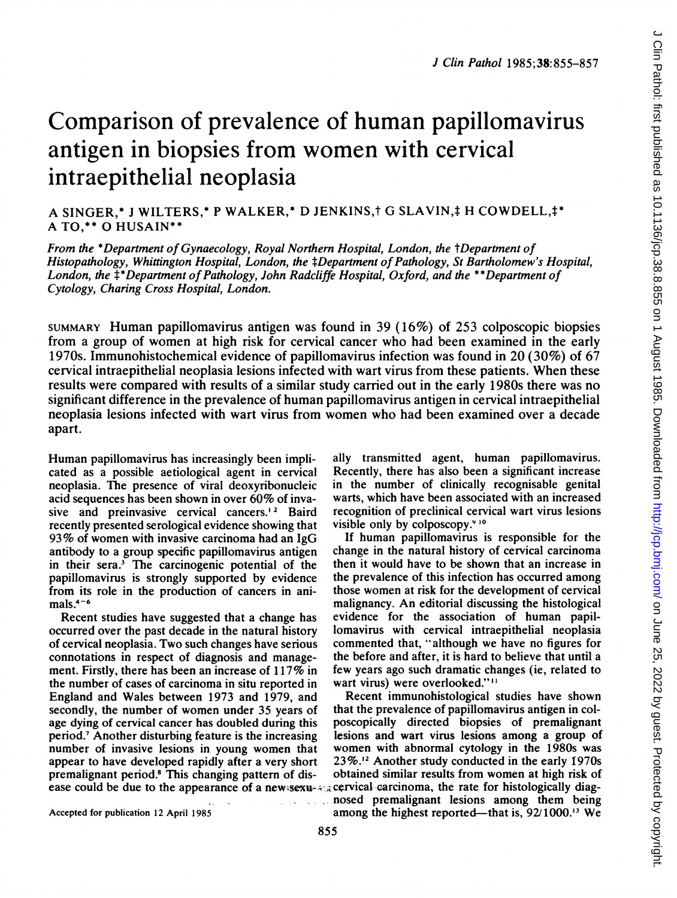# Comparison of prevalence of human papillomavirus antigen in biopsies from women with cervical intraepithelial neoplasia

A SINGER,* J WILTERS,* P WALKER,* D JENKINS,† G SLAVIN,‡ H COWDELL,‡* A TO,** O HUSAIN**

*From the *Department of Gynaecology, Royal Northern Hospital, London, the †Department of Histopathology, Whittington Hospital, London, the ‡Department of Pathology, St Bartholomew's Hospital, London, the ‡*Department of Pathology, John Radcliffe Hospital, Oxford, and the **Department of Cytology, Charing Cross Hospital, London.*

SUMMARY Human papillomavirus antigen was found in 39 (16%) of 253 colposcopic biopsies from a group of women at high risk for cervical cancer who had been examined in the early 1970s. Immunohistochemical evidence of papillomavirus infection was found in 20 (30%) of 67 cervical intraepithelial neoplasia lesions infected with wart virus from these patients. When these results were compared with results of a similar study carried out in the early 1980s there was no significant difference in the prevalence of human papillomavirus antigen in cervical intraepithelial neoplasia lesions infected with wart virus from women who had been examined over a decade apart.

Human papillomavirus has increasingly been implicated as a possible aetiological agent in cervical neoplasia. The presence of viral deoxyribonucleic acid sequences has been shown in over 60% of invasive and preinvasive cervical cancers.[1 2] Baird recently presented serological evidence showing that 93% of women with invasive carcinoma had an IgG antibody to a group specific papillomavirus antigen in their sera.[3] The carcinogenic potential of the papillomavirus is strongly supported by evidence from its role in the production of cancers in animals.[4-6]

Recent studies have suggested that a change has occurred over the past decade in the natural history of cervical neoplasia. Two such changes have serious connotations in respect of diagnosis and management. Firstly, there has been an increase of 117% in the number of cases of carcinoma in situ reported in England and Wales between 1973 and 1979, and secondly, the number of women under 35 years of age dying of cervical cancer has doubled during this period.[7] Another disturbing feature is the increasing number of invasive lesions in young women that appear to have developed rapidly after a very short premalignant period.[8] This changing pattern of disease could be due to the appearance of a new sexually transmitted agent, human papillomavirus. Recently, there has also been a significant increase in the number of clinically recognisable genital warts, which have been associated with an increased recognition of preclinical cervical wart virus lesions visible only by colposcopy.[9 10]

If human papillomavirus is responsible for the change in the natural history of cervical carcinoma then it would have to be shown that an increase in the prevalence of this infection has occurred among those women at risk for the development of cervical malignancy. An editorial discussing the histological evidence for the association of human papillomavirus with cervical intraepithelial neoplasia commented that, "although we have no figures for the before and after, it is hard to believe that until a few years ago such dramatic changes (ie, related to wart virus) were overlooked."[11]

Recent immunohistological studies have shown that the prevalence of papillomavirus antigen in colposcopically directed biopsies of premalignant lesions and wart virus lesions among a group of women with abnormal cytology in the 1980s was 23%.[12] Another study conducted in the early 1970s obtained similar results from women at high risk of cervical carcinoma, the rate for histologically diagnosed premalignant lesions among them being among the highest reported—that is, 92/1000.[13] We

Accepted for publication 12 April 1985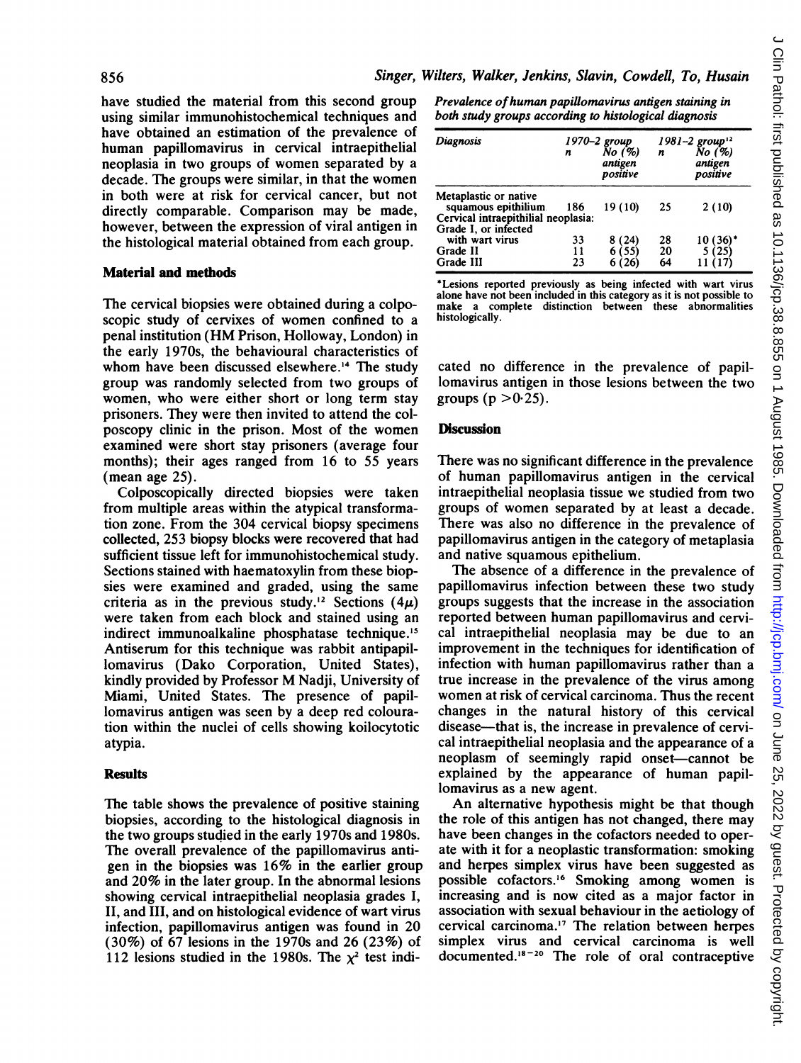have studied the material from this second group using similar immunohistochemical techniques and have obtained an estimation of the prevalence of human papillomavirus in cervical intraepithelial neoplasia in two groups of women separated by a decade. The groups were similar, in that the women in both were at risk for cervical cancer, but not directly comparable. Comparison may be made, however, between the expression of viral antigen in the histological material obtained from each group.

## Material and methods

The cervical biopsies were obtained during a colposcopic study of cervixes of women confined to a penal institution (HM Prison, Holloway, London) in the early 1970s, the behavioural characteristics of whom have been discussed elsewhere.[14] The study group was randomly selected from two groups of women, who were either short or long term stay prisoners. They were then invited to attend the colposcopy clinic in the prison. Most of the women examined were short stay prisoners (average four months); their ages ranged from 16 to 55 years (mean age 25).

Colposcopically directed biopsies were taken from multiple areas within the atypical transformation zone. From the 304 cervical biopsy specimens collected, 253 biopsy blocks were recovered that had sufficient tissue left for immunohistochemical study. Sections stained with haematoxylin from these biopsies were examined and graded, using the same criteria as in the previous study.[12] Sections ($4\mu$) were taken from each block and stained using an indirect immunoalkaline phosphatase technique.[15] Antiserum for this technique was rabbit antipapillomavirus (Dako Corporation, United States), kindly provided by Professor M Nadji, University of Miami, United States. The presence of papillomavirus antigen was seen by a deep red colouration within the nuclei of cells showing koilocytotic atypia.

## Results

The table shows the prevalence of positive staining biopsies, according to the histological diagnosis in the two groups studied in the early 1970s and 1980s. The overall prevalence of the papillomavirus antigen in the biopsies was 16% in the earlier group and 20% in the later group. In the abnormal lesions showing cervical intraepithelial neoplasia grades I, II, and III, and on histological evidence of wart virus infection, papillomavirus antigen was found in 20 (30%) of 67 lesions in the 1970s and 26 (23%) of 112 lesions studied in the 1980s. The $\chi^2$ test indicated no difference in the prevalence of papillomavirus antigen in those lesions between the two groups ($p > 0.25$).

*Prevalence of human papillomavirus antigen staining in both study groups according to histological diagnosis*

| Diagnosis | 1970–2 group | | 1981–2 group[12] | |
|---|---|---|---|---|
| | n | No (%) antigen positive | n | No (%) antigen positive |
| Metaplastic or native squamous epithilium | 186 | 19 (10) | 25 | 2 (10) |
| Cervical intraepithilial neoplasia: | | | | |
| Grade I, or infected with wart virus | 33 | 8 (24) | 28 | 10 (36)* |
| Grade II | 11 | 6 (55) | 20 | 5 (25) |
| Grade III | 23 | 6 (26) | 64 | 11 (17) |

*Lesions reported previously as being infected with wart virus alone have not been included in this category as it is not possible to make a complete distinction between these abnormalities histologically.

## Discussion

There was no significant difference in the prevalence of human papillomavirus antigen in the cervical intraepithelial neoplasia tissue we studied from two groups of women separated by at least a decade. There was also no difference in the prevalence of papillomavirus antigen in the category of metaplasia and native squamous epithelium.

The absence of a difference in the prevalence of papillomavirus infection between these two study groups suggests that the increase in the association reported between human papillomavirus and cervical intraepithelial neoplasia may be due to an improvement in the techniques for identification of infection with human papillomavirus rather than a true increase in the prevalence of the virus among women at risk of cervical carcinoma. Thus the recent changes in the natural history of this cervical disease—that is, the increase in prevalence of cervical intraepithelial neoplasia and the appearance of a neoplasm of seemingly rapid onset—cannot be explained by the appearance of human papillomavirus as a new agent.

An alternative hypothesis might be that though the role of this antigen has not changed, there may have been changes in the cofactors needed to operate with it for a neoplastic transformation: smoking and herpes simplex virus have been suggested as possible cofactors.[16] Smoking among women is increasing and is now cited as a major factor in association with sexual behaviour in the aetiology of cervical carcinoma.[17] The relation between herpes simplex virus and cervical carcinoma is well documented.[18–20] The role of oral contraceptive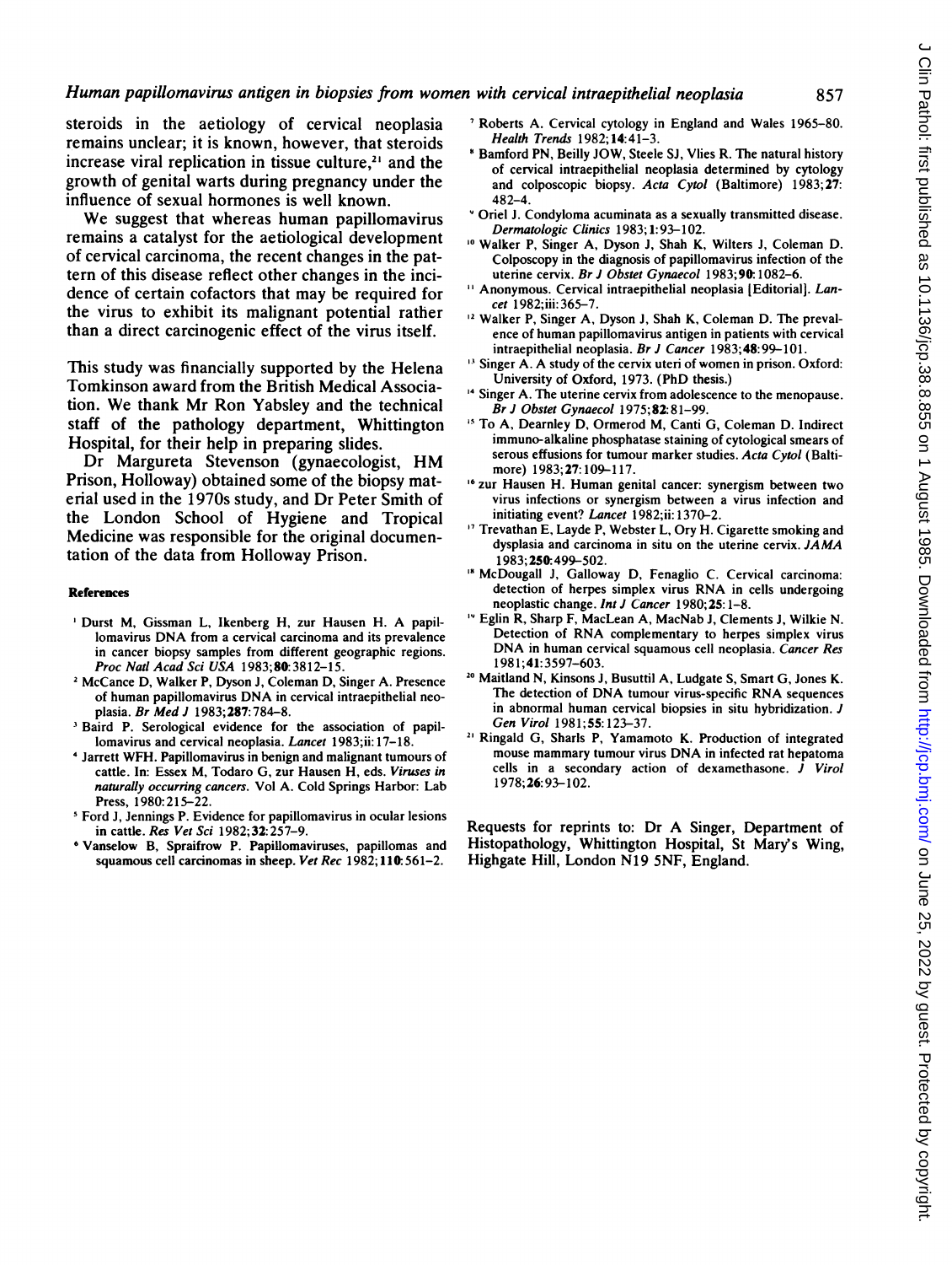steroids in the aetiology of cervical neoplasia remains unclear; it is known, however, that steroids increase viral replication in tissue culture,[21] and the growth of genital warts during pregnancy under the influence of sexual hormones is well known.

We suggest that whereas human papillomavirus remains a catalyst for the aetiological development of cervical carcinoma, the recent changes in the pattern of this disease reflect other changes in the incidence of certain cofactors that may be required for the virus to exhibit its malignant potential rather than a direct carcinogenic effect of the virus itself.

This study was financially supported by the Helena Tomkinson award from the British Medical Association. We thank Mr Ron Yabsley and the technical staff of the pathology department, Whittington Hospital, for their help in preparing slides.

Dr Margureta Stevenson (gynaecologist, HM Prison, Holloway) obtained some of the biopsy material used in the 1970s study, and Dr Peter Smith of the London School of Hygiene and Tropical Medicine was responsible for the original documentation of the data from Holloway Prison.

#### References

1. Durst M, Gissman L, Ikenberg H, zur Hausen H. A papillomavirus DNA from a cervical carcinoma and its prevalence in cancer biopsy samples from different geographic regions. *Proc Natl Acad Sci USA* 1983;**80**:3812–15.
2. McCance D, Walker P, Dyson J, Coleman D, Singer A. Presence of human papillomavirus DNA in cervical intraepithelial neoplasia. *Br Med J* 1983;**287**:784–8.
3. Baird P. Serological evidence for the association of papillomavirus and cervical neoplasia. *Lancet* 1983;ii:17–18.
4. Jarrett WFH. Papillomavirus in benign and malignant tumours of cattle. In: Essex M, Todaro G, zur Hausen H, eds. *Viruses in naturally occurring cancers.* Vol A. Cold Springs Harbor: Lab Press, 1980:215–22.
5. Ford J, Jennings P. Evidence for papillomavirus in ocular lesions in cattle. *Res Vet Sci* 1982;**32**:257–9.
6. Vanselow B, Spraifrow P. Papillomaviruses, papillomas and squamous cell carcinomas in sheep. *Vet Rec* 1982;**110**:561–2.
7. Roberts A. Cervical cytology in England and Wales 1965–80. *Health Trends* 1982;**14**:41–3.
8. Bamford PN, Beilly JOW, Steele SJ, Vlies R. The natural history of cervical intraepithelial neoplasia determined by cytology and colposcopic biopsy. *Acta Cytol* (Baltimore) 1983;**27**:482–4.
9. Oriel J. Condyloma acuminata as a sexually transmitted disease. *Dermatologic Clinics* 1983;**1**:93–102.
10. Walker P, Singer A, Dyson J, Shah K, Wilters J, Coleman D. Colposcopy in the diagnosis of papillomavirus infection of the uterine cervix. *Br J Obstet Gynaecol* 1983;**90**:1082–6.
11. Anonymous. Cervical intraepithelial neoplasia [Editorial]. *Lancet* 1982;iii:365–7.
12. Walker P, Singer A, Dyson J, Shah K, Coleman D. The prevalence of human papillomavirus antigen in patients with cervical intraepithelial neoplasia. *Br J Cancer* 1983;**48**:99–101.
13. Singer A. A study of the cervix uteri of women in prison. Oxford: University of Oxford, 1973. (PhD thesis.)
14. Singer A. The uterine cervix from adolescence to the menopause. *Br J Obstet Gynaecol* 1975;**82**:81–99.
15. To A, Dearnley D, Ormerod M, Canti G, Coleman D. Indirect immuno-alkaline phosphatase staining of cytological smears of serous effusions for tumour marker studies. *Acta Cytol* (Baltimore) 1983;**27**:109–117.
16. zur Hausen H. Human genital cancer: synergism between two virus infections or synergism between a virus infection and initiating event? *Lancet* 1982;ii:1370–2.
17. Trevathan E, Layde P, Webster L, Ory H. Cigarette smoking and dysplasia and carcinoma in situ on the uterine cervix. *JAMA* 1983;**250**:499–502.
18. McDougall J, Galloway D, Fenaglio C. Cervical carcinoma: detection of herpes simplex virus RNA in cells undergoing neoplastic change. *Int J Cancer* 1980;**25**:1–8.
19. Eglin R, Sharp F, MacLean A, MacNab J, Clements J, Wilkie N. Detection of RNA complementary to herpes simplex virus DNA in human cervical squamous cell neoplasia. *Cancer Res* 1981;**41**:3597–603.
20. Maitland N, Kinsons J, Busuttil A, Ludgate S, Smart G, Jones K. The detection of DNA tumour virus-specific RNA sequences in abnormal human cervical biopsies in situ hybridization. *J Gen Virol* 1981;**55**:123–37.
21. Ringald G, Sharls P, Yamamoto K. Production of integrated mouse mammary tumour virus DNA in infected rat hepatoma cells in a secondary action of dexamethasone. *J Virol* 1978;**26**:93–102.

Requests for reprints to: Dr A Singer, Department of Histopathology, Whittington Hospital, St Mary's Wing, Highgate Hill, London N19 5NF, England.